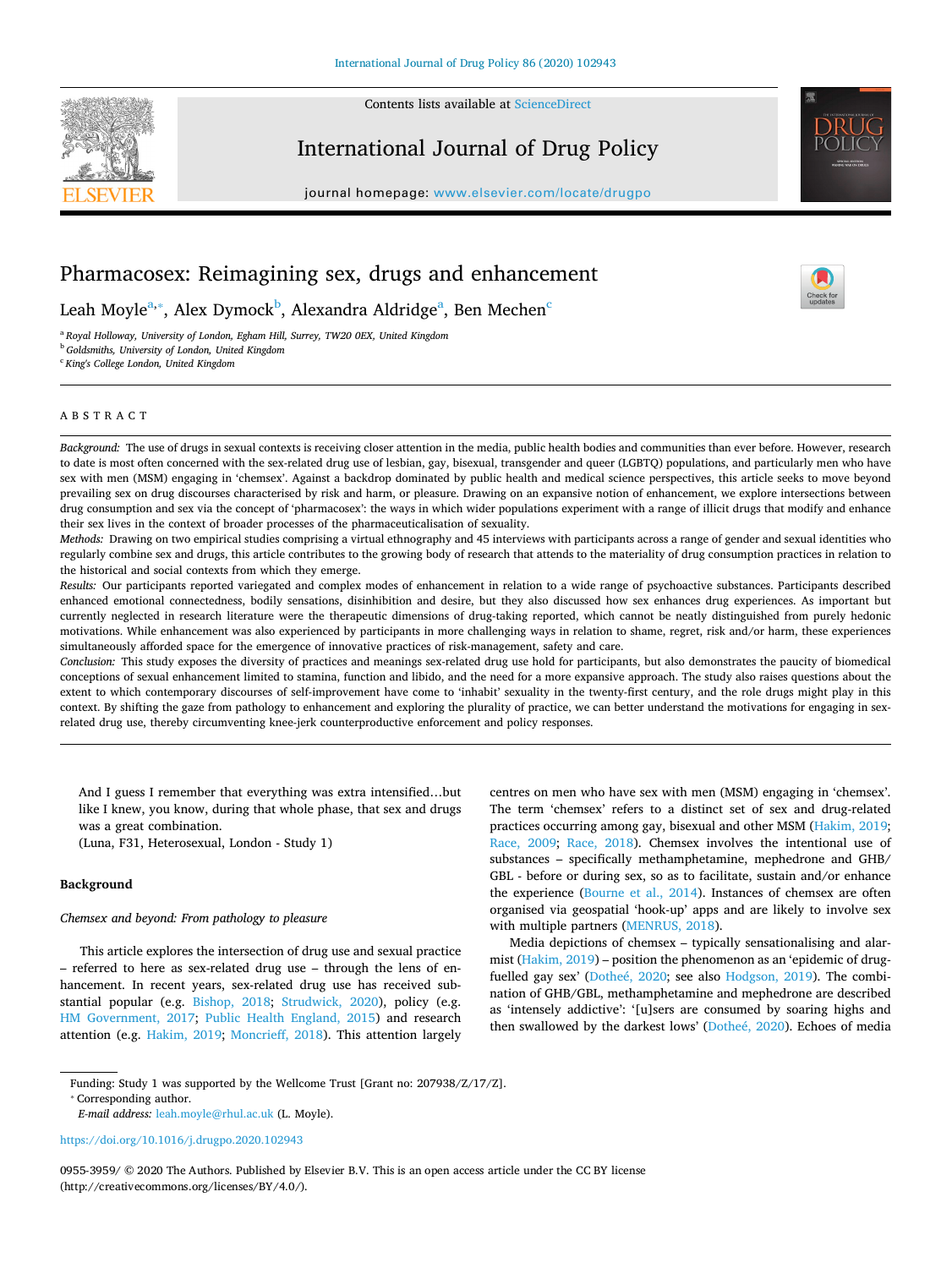# Pharmacosex: Reimagining sex, drugs and enhancement

Leah Moyle[a,*], Alex Dymock[b], Alexandra Aldridge[a], Ben Mechen[c]

[a] Royal Holloway, University of London, Egham Hill, Surrey, TW20 0EX, United Kingdom
[b] Goldsmiths, University of London, United Kingdom
[c] King's College London, United Kingdom

## ABSTRACT

*Background:* The use of drugs in sexual contexts is receiving closer attention in the media, public health bodies and communities than ever before. However, research to date is most often concerned with the sex-related drug use of lesbian, gay, bisexual, transgender and queer (LGBTQ) populations, and particularly men who have sex with men (MSM) engaging in 'chemsex'. Against a backdrop dominated by public health and medical science perspectives, this article seeks to move beyond prevailing sex on drug discourses characterised by risk and harm, or pleasure. Drawing on an expansive notion of enhancement, we explore intersections between drug consumption and sex via the concept of 'pharmacosex': the ways in which wider populations experiment with a range of illicit drugs that modify and enhance their sex lives in the context of broader processes of the pharmaceuticalisation of sexuality.

*Methods:* Drawing on two empirical studies comprising a virtual ethnography and 45 interviews with participants across a range of gender and sexual identities who regularly combine sex and drugs, this article contributes to the growing body of research that attends to the materiality of drug consumption practices in relation to the historical and social contexts from which they emerge.

*Results:* Our participants reported variegated and complex modes of enhancement in relation to a wide range of psychoactive substances. Participants described enhanced emotional connectedness, bodily sensations, disinhibition and desire, but they also discussed how sex enhances drug experiences. As important but currently neglected in research literature were the therapeutic dimensions of drug-taking reported, which cannot be neatly distinguished from purely hedonic motivations. While enhancement was also experienced by participants in more challenging ways in relation to shame, regret, risk and/or harm, these experiences simultaneously afforded space for the emergence of innovative practices of risk-management, safety and care.

*Conclusion:* This study exposes the diversity of practices and meanings sex-related drug use hold for participants, but also demonstrates the paucity of biomedical conceptions of sexual enhancement limited to stamina, function and libido, and the need for a more expansive approach. The study also raises questions about the extent to which contemporary discourses of self-improvement have come to 'inhabit' sexuality in the twenty-first century, and the role drugs might play in this context. By shifting the gaze from pathology to enhancement and exploring the plurality of practice, we can better understand the motivations for engaging in sex-related drug use, thereby circumventing knee-jerk counterproductive enforcement and policy responses.

> And I guess I remember that everything was extra intensified…but like I knew, you know, during that whole phase, that sex and drugs was a great combination.
> (Luna, F31, Heterosexual, London - Study 1)

## Background

### *Chemsex and beyond: From pathology to pleasure*

This article explores the intersection of drug use and sexual practice – referred to here as sex-related drug use – through the lens of enhancement. In recent years, sex-related drug use has received substantial popular (e.g. Bishop, 2018; Strudwick, 2020), policy (e.g. HM Government, 2017; Public Health England, 2015) and research attention (e.g. Hakim, 2019; Moncrieff, 2018). This attention largely centres on men who have sex with men (MSM) engaging in 'chemsex'. The term 'chemsex' refers to a distinct set of sex and drug-related practices occurring among gay, bisexual and other MSM (Hakim, 2019; Race, 2009; Race, 2018). Chemsex involves the intentional use of substances – specifically methamphetamine, mephedrone and GHB/GBL - before or during sex, so as to facilitate, sustain and/or enhance the experience (Bourne et al., 2014). Instances of chemsex are often organised via geospatial 'hook-up' apps and are likely to involve sex with multiple partners (MENRUS, 2018).

Media depictions of chemsex – typically sensationalising and alarmist (Hakim, 2019) – position the phenomenon as an 'epidemic of drug-fuelled gay sex' (Dotheé, 2020; see also Hodgson, 2019). The combination of GHB/GBL, methamphetamine and mephedrone are described as 'intensely addictive': '[u]sers are consumed by soaring highs and then swallowed by the darkest lows' (Dotheé, 2020). Echoes of media

Funding: Study 1 was supported by the Wellcome Trust [Grant no: 207938/Z/17/Z].
* Corresponding author.
*E-mail address:* leah.moyle@rhul.ac.uk (L. Moyle).

https://doi.org/10.1016/j.drugpo.2020.102943

0955-3959/ © 2020 The Authors. Published by Elsevier B.V. This is an open access article under the CC BY license (http://creativecommons.org/licenses/BY/4.0/).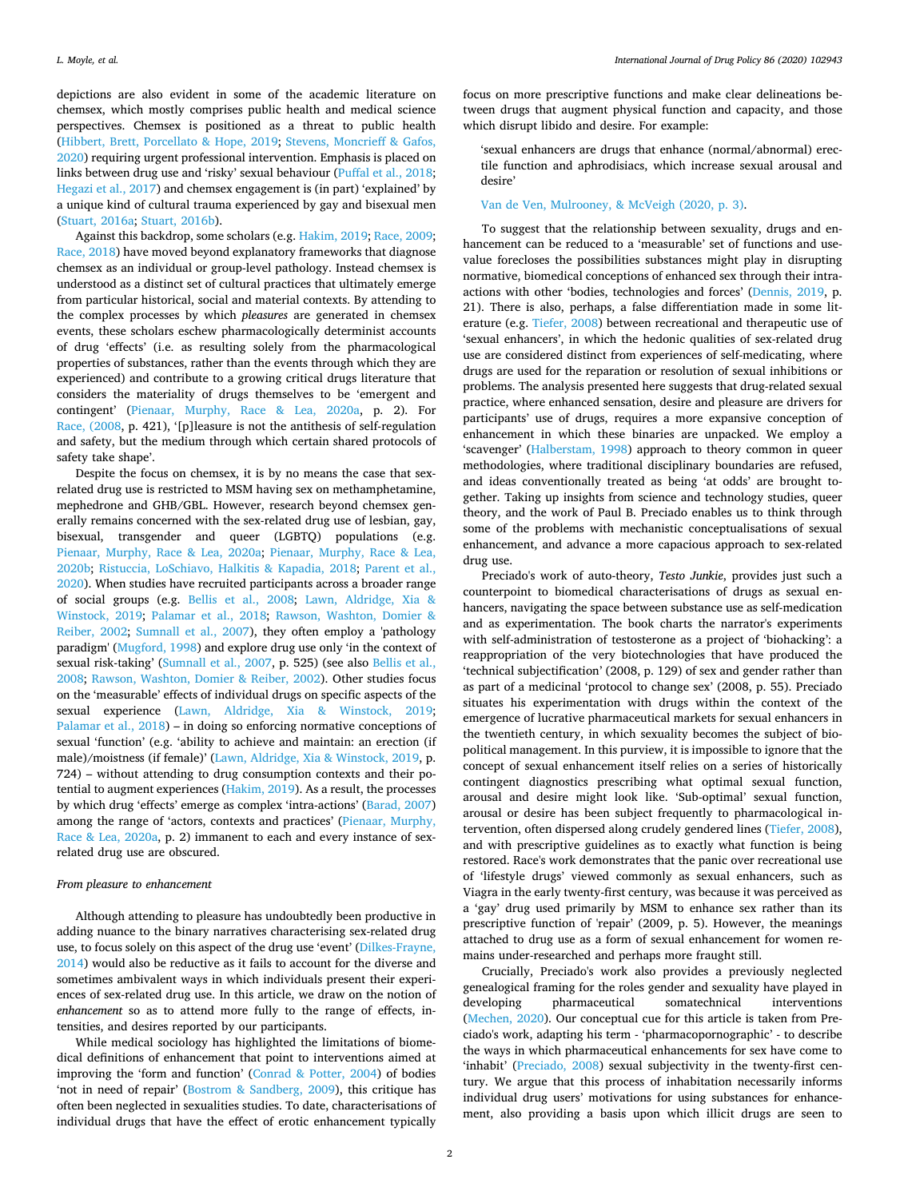depictions are also evident in some of the academic literature on chemsex, which mostly comprises public health and medical science perspectives. Chemsex is positioned as a threat to public health (Hibbert, Brett, Porcellato & Hope, 2019; Stevens, Moncrieff & Gafos, 2020) requiring urgent professional intervention. Emphasis is placed on links between drug use and 'risky' sexual behaviour (Puffal et al., 2018; Hegazi et al., 2017) and chemsex engagement is (in part) 'explained' by a unique kind of cultural trauma experienced by gay and bisexual men (Stuart, 2016a; Stuart, 2016b).

Against this backdrop, some scholars (e.g. Hakim, 2019; Race, 2009; Race, 2018) have moved beyond explanatory frameworks that diagnose chemsex as an individual or group-level pathology. Instead chemsex is understood as a distinct set of cultural practices that ultimately emerge from particular historical, social and material contexts. By attending to the complex processes by which *pleasures* are generated in chemsex events, these scholars eschew pharmacologically determinist accounts of drug 'effects' (i.e. as resulting solely from the pharmacological properties of substances, rather than the events through which they are experienced) and contribute to a growing critical drugs literature that considers the materiality of drugs themselves to be 'emergent and contingent' (Pienaar, Murphy, Race & Lea, 2020a, p. 2). For Race, (2008, p. 421), '[p]leasure is not the antithesis of self-regulation and safety, but the medium through which certain shared protocols of safety take shape'.

Despite the focus on chemsex, it is by no means the case that sex-related drug use is restricted to MSM having sex on methamphetamine, mephedrone and GHB/GBL. However, research beyond chemsex generally remains concerned with the sex-related drug use of lesbian, gay, bisexual, transgender and queer (LGBTQ) populations (e.g. Pienaar, Murphy, Race & Lea, 2020a; Pienaar, Murphy, Race & Lea, 2020b; Ristuccia, LoSchiavo, Halkitis & Kapadia, 2018; Parent et al., 2020). When studies have recruited participants across a broader range of social groups (e.g. Bellis et al., 2008; Lawn, Aldridge, Xia & Winstock, 2019; Palamar et al., 2018; Rawson, Washton, Domier & Reiber, 2002; Sumnall et al., 2007), they often employ a 'pathology paradigm' (Mugford, 1998) and explore drug use only 'in the context of sexual risk-taking' (Sumnall et al., 2007, p. 525) (see also Bellis et al., 2008; Rawson, Washton, Domier & Reiber, 2002). Other studies focus on the 'measurable' effects of individual drugs on specific aspects of the sexual experience (Lawn, Aldridge, Xia & Winstock, 2019; Palamar et al., 2018) – in doing so enforcing normative conceptions of sexual 'function' (e.g. 'ability to achieve and maintain: an erection (if male)/moistness (if female)' (Lawn, Aldridge, Xia & Winstock, 2019, p. 724) – without attending to drug consumption contexts and their potential to augment experiences (Hakim, 2019). As a result, the processes by which drug 'effects' emerge as complex 'intra-actions' (Barad, 2007) among the range of 'actors, contexts and practices' (Pienaar, Murphy, Race & Lea, 2020a, p. 2) immanent to each and every instance of sex-related drug use are obscured.

*From pleasure to enhancement*

Although attending to pleasure has undoubtedly been productive in adding nuance to the binary narratives characterising sex-related drug use, to focus solely on this aspect of the drug use 'event' (Dilkes-Frayne, 2014) would also be reductive as it fails to account for the diverse and sometimes ambivalent ways in which individuals present their experiences of sex-related drug use. In this article, we draw on the notion of *enhancement* so as to attend more fully to the range of effects, intensities, and desires reported by our participants.

While medical sociology has highlighted the limitations of biomedical definitions of enhancement that point to interventions aimed at improving the 'form and function' (Conrad & Potter, 2004) of bodies 'not in need of repair' (Bostrom & Sandberg, 2009), this critique has often been neglected in sexualities studies. To date, characterisations of individual drugs that have the effect of erotic enhancement typically focus on more prescriptive functions and make clear delineations between drugs that augment physical function and capacity, and those which disrupt libido and desire. For example:

> 'sexual enhancers are drugs that enhance (normal/abnormal) erectile function and aphrodisiacs, which increase sexual arousal and desire'
>
> Van de Ven, Mulrooney, & McVeigh (2020, p. 3).

To suggest that the relationship between sexuality, drugs and enhancement can be reduced to a 'measurable' set of functions and use-value forecloses the possibilities substances might play in disrupting normative, biomedical conceptions of enhanced sex through their intra-actions with other 'bodies, technologies and forces' (Dennis, 2019, p. 21). There is also, perhaps, a false differentiation made in some literature (e.g. Tiefer, 2008) between recreational and therapeutic use of 'sexual enhancers', in which the hedonic qualities of sex-related drug use are considered distinct from experiences of self-medicating, where drugs are used for the reparation or resolution of sexual inhibitions or problems. The analysis presented here suggests that drug-related sexual practice, where enhanced sensation, desire and pleasure are drivers for participants' use of drugs, requires a more expansive conception of enhancement in which these binaries are unpacked. We employ a 'scavenger' (Halberstam, 1998) approach to theory common in queer methodologies, where traditional disciplinary boundaries are refused, and ideas conventionally treated as being 'at odds' are brought together. Taking up insights from science and technology studies, queer theory, and the work of Paul B. Preciado enables us to think through some of the problems with mechanistic conceptualisations of sexual enhancement, and advance a more capacious approach to sex-related drug use.

Preciado's work of auto-theory, *Testo Junkie*, provides just such a counterpoint to biomedical characterisations of drugs as sexual enhancers, navigating the space between substance use as self-medication and as experimentation. The book charts the narrator's experiments with self-administration of testosterone as a project of 'biohacking': a reappropriation of the very biotechnologies that have produced the 'technical subjectification' (2008, p. 129) of sex and gender rather than as part of a medicinal 'protocol to change sex' (2008, p. 55). Preciado situates his experimentation with drugs within the context of the emergence of lucrative pharmaceutical markets for sexual enhancers in the twentieth century, in which sexuality becomes the subject of biopolitical management. In this purview, it is impossible to ignore that the concept of sexual enhancement itself relies on a series of historically contingent diagnostics prescribing what optimal sexual function, arousal and desire might look like. 'Sub-optimal' sexual function, arousal or desire has been subject frequently to pharmacological intervention, often dispersed along crudely gendered lines (Tiefer, 2008), and with prescriptive guidelines as to exactly what function is being restored. Race's work demonstrates that the panic over recreational use of 'lifestyle drugs' viewed commonly as sexual enhancers, such as Viagra in the early twenty-first century, was because it was perceived as a 'gay' drug used primarily by MSM to enhance sex rather than its prescriptive function of 'repair' (2009, p. 5). However, the meanings attached to drug use as a form of sexual enhancement for women remains under-researched and perhaps more fraught still.

Crucially, Preciado's work also provides a previously neglected genealogical framing for the roles gender and sexuality have played in developing pharmaceutical somatechnical interventions (Mechen, 2020). Our conceptual cue for this article is taken from Preciado's work, adapting his term - 'pharmacopornographic' - to describe the ways in which pharmaceutical enhancements for sex have come to 'inhabit' (Preciado, 2008) sexual subjectivity in the twenty-first century. We argue that this process of inhabitation necessarily informs individual drug users' motivations for using substances for enhancement, also providing a basis upon which illicit drugs are seen to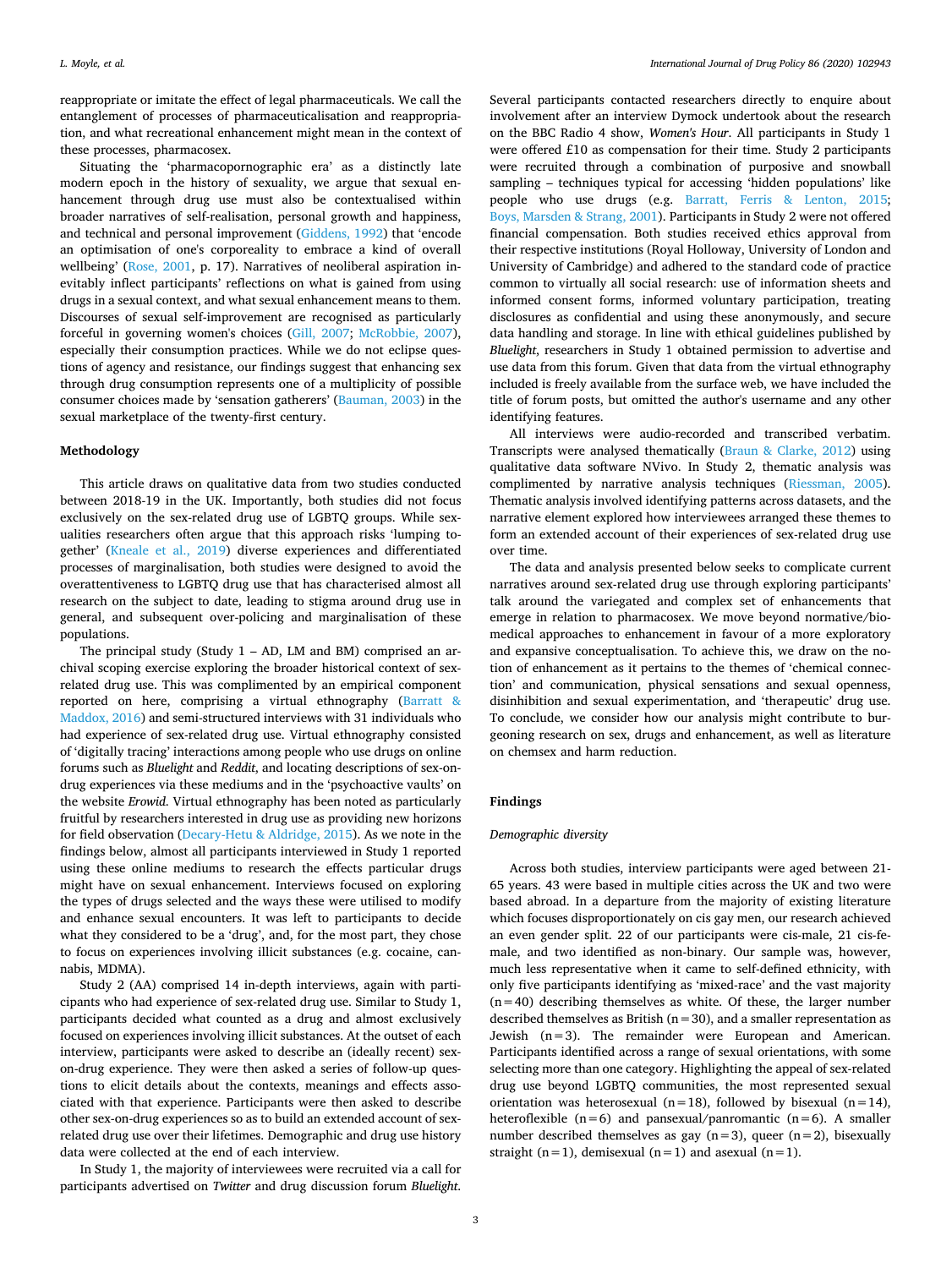reappropriate or imitate the effect of legal pharmaceuticals. We call the entanglement of processes of pharmaceuticalisation and reappropriation, and what recreational enhancement might mean in the context of these processes, pharmacosex.

Situating the 'pharmacopornographic era' as a distinctly late modern epoch in the history of sexuality, we argue that sexual enhancement through drug use must also be contextualised within broader narratives of self-realisation, personal growth and happiness, and technical and personal improvement (Giddens, 1992) that 'encode an optimisation of one's corporeality to embrace a kind of overall wellbeing' (Rose, 2001, p. 17). Narratives of neoliberal aspiration inevitably inflect participants' reflections on what is gained from using drugs in a sexual context, and what sexual enhancement means to them. Discourses of sexual self-improvement are recognised as particularly forceful in governing women's choices (Gill, 2007; McRobbie, 2007), especially their consumption practices. While we do not eclipse questions of agency and resistance, our findings suggest that enhancing sex through drug consumption represents one of a multiplicity of possible consumer choices made by 'sensation gatherers' (Bauman, 2003) in the sexual marketplace of the twenty-first century.

## Methodology

This article draws on qualitative data from two studies conducted between 2018-19 in the UK. Importantly, both studies did not focus exclusively on the sex-related drug use of LGBTQ groups. While sexualities researchers often argue that this approach risks 'lumping together' (Kneale et al., 2019) diverse experiences and differentiated processes of marginalisation, both studies were designed to avoid the overattentiveness to LGBTQ drug use that has characterised almost all research on the subject to date, leading to stigma around drug use in general, and subsequent over-policing and marginalisation of these populations.

The principal study (Study 1 – AD, LM and BM) comprised an archival scoping exercise exploring the broader historical context of sex-related drug use. This was complimented by an empirical component reported on here, comprising a virtual ethnography (Barratt & Maddox, 2016) and semi-structured interviews with 31 individuals who had experience of sex-related drug use. Virtual ethnography consisted of 'digitally tracing' interactions among people who use drugs on online forums such as *Bluelight* and *Reddit*, and locating descriptions of sex-on-drug experiences via these mediums and in the 'psychoactive vaults' on the website *Erowid*. Virtual ethnography has been noted as particularly fruitful by researchers interested in drug use as providing new horizons for field observation (Decary-Hetu & Aldridge, 2015). As we note in the findings below, almost all participants interviewed in Study 1 reported using these online mediums to research the effects particular drugs might have on sexual enhancement. Interviews focused on exploring the types of drugs selected and the ways these were utilised to modify and enhance sexual encounters. It was left to participants to decide what they considered to be a 'drug', and, for the most part, they chose to focus on experiences involving illicit substances (e.g. cocaine, cannabis, MDMA).

Study 2 (AA) comprised 14 in-depth interviews, again with participants who had experience of sex-related drug use. Similar to Study 1, participants decided what counted as a drug and almost exclusively focused on experiences involving illicit substances. At the outset of each interview, participants were asked to describe an (ideally recent) sex-on-drug experience. They were then asked a series of follow-up questions to elicit details about the contexts, meanings and effects associated with that experience. Participants were then asked to describe other sex-on-drug experiences so as to build an extended account of sex-related drug use over their lifetimes. Demographic and drug use history data were collected at the end of each interview.

In Study 1, the majority of interviewees were recruited via a call for participants advertised on *Twitter* and drug discussion forum *Bluelight*. Several participants contacted researchers directly to enquire about involvement after an interview Dymock undertook about the research on the BBC Radio 4 show, *Women's Hour*. All participants in Study 1 were offered £10 as compensation for their time. Study 2 participants were recruited through a combination of purposive and snowball sampling – techniques typical for accessing 'hidden populations' like people who use drugs (e.g. Barratt, Ferris & Lenton, 2015; Boys, Marsden & Strang, 2001). Participants in Study 2 were not offered financial compensation. Both studies received ethics approval from their respective institutions (Royal Holloway, University of London and University of Cambridge) and adhered to the standard code of practice common to virtually all social research: use of information sheets and informed consent forms, informed voluntary participation, treating disclosures as confidential and using these anonymously, and secure data handling and storage. In line with ethical guidelines published by *Bluelight*, researchers in Study 1 obtained permission to advertise and use data from this forum. Given that data from the virtual ethnography included is freely available from the surface web, we have included the title of forum posts, but omitted the author's username and any other identifying features.

All interviews were audio-recorded and transcribed verbatim. Transcripts were analysed thematically (Braun & Clarke, 2012) using qualitative data software NVivo. In Study 2, thematic analysis was complimented by narrative analysis techniques (Riessman, 2005). Thematic analysis involved identifying patterns across datasets, and the narrative element explored how interviewees arranged these themes to form an extended account of their experiences of sex-related drug use over time.

The data and analysis presented below seeks to complicate current narratives around sex-related drug use through exploring participants' talk around the variegated and complex set of enhancements that emerge in relation to pharmacosex. We move beyond normative/biomedical approaches to enhancement in favour of a more exploratory and expansive conceptualisation. To achieve this, we draw on the notion of enhancement as it pertains to the themes of 'chemical connection' and communication, physical sensations and sexual openness, disinhibition and sexual experimentation, and 'therapeutic' drug use. To conclude, we consider how our analysis might contribute to burgeoning research on sex, drugs and enhancement, as well as literature on chemsex and harm reduction.

## Findings

### Demographic diversity

Across both studies, interview participants were aged between 21-65 years. 43 were based in multiple cities across the UK and two were based abroad. In a departure from the majority of existing literature which focuses disproportionately on cis gay men, our research achieved an even gender split. 22 of our participants were cis-male, 21 cis-female, and two identified as non-binary. Our sample was, however, much less representative when it came to self-defined ethnicity, with only five participants identifying as 'mixed-race' and the vast majority (n = 40) describing themselves as white. Of these, the larger number described themselves as British (n = 30), and a smaller representation as Jewish (n = 3). The remainder were European and American. Participants identified across a range of sexual orientations, with some selecting more than one category. Highlighting the appeal of sex-related drug use beyond LGBTQ communities, the most represented sexual orientation was heterosexual (n = 18), followed by bisexual (n = 14), heteroflexible (n = 6) and pansexual/panromantic (n = 6). A smaller number described themselves as gay (n = 3), queer (n = 2), bisexually straight (n = 1), demisexual (n = 1) and asexual (n = 1).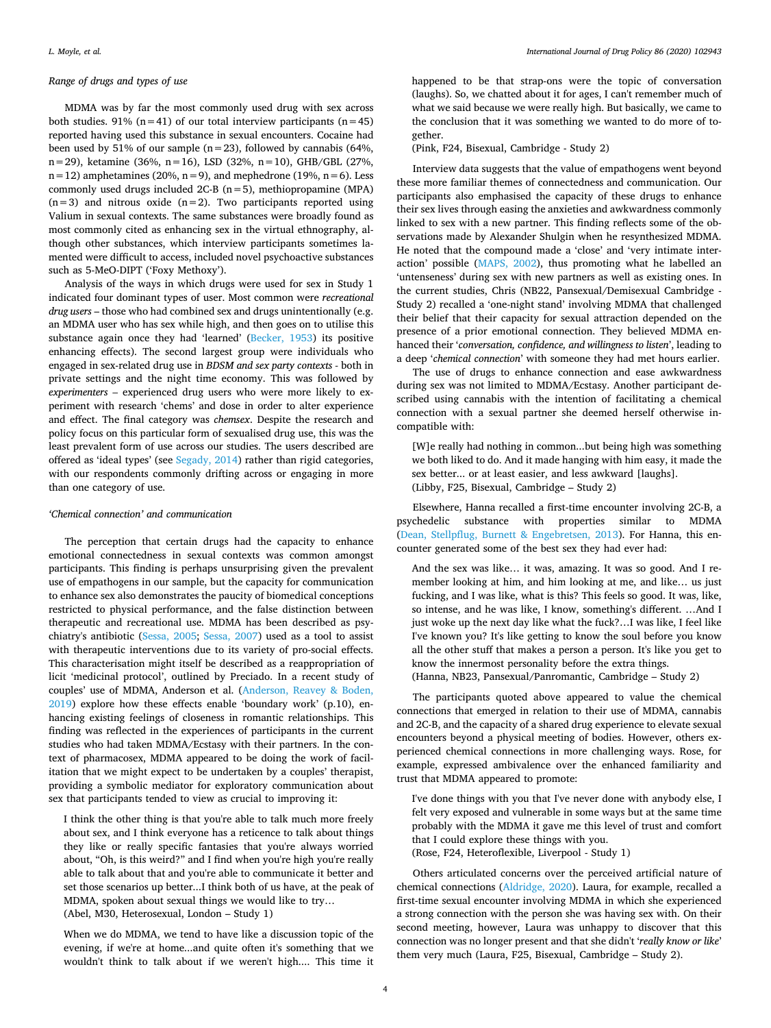*Range of drugs and types of use*

MDMA was by far the most commonly used drug with sex across both studies. 91% (n = 41) of our total interview participants (n = 45) reported having used this substance in sexual encounters. Cocaine had been used by 51% of our sample (n = 23), followed by cannabis (64%, n = 29), ketamine (36%, n = 16), LSD (32%, n = 10), GHB/GBL (27%, n = 12) amphetamines (20%, n = 9), and mephedrone (19%, n = 6). Less commonly used drugs included 2C-B (n = 5), methiopropamine (MPA) (n = 3) and nitrous oxide (n = 2). Two participants reported using Valium in sexual contexts. The same substances were broadly found as most commonly cited as enhancing sex in the virtual ethnography, although other substances, which interview participants sometimes lamented were difficult to access, included novel psychoactive substances such as 5-MeO-DIPT ('Foxy Methoxy').

Analysis of the ways in which drugs were used for sex in Study 1 indicated four dominant types of user. Most common were *recreational drug users* – those who had combined sex and drugs unintentionally (e.g. an MDMA user who has sex while high, and then goes on to utilise this substance again once they had 'learned' (Becker, 1953) its positive enhancing effects). The second largest group were individuals who engaged in sex-related drug use in *BDSM and sex party contexts* - both in private settings and the night time economy. This was followed by *experimenters* – experienced drug users who were more likely to experiment with research 'chems' and dose in order to alter experience and effect. The final category was *chemsex*. Despite the research and policy focus on this particular form of sexualised drug use, this was the least prevalent form of use across our studies. The users described are offered as 'ideal types' (see Segady, 2014) rather than rigid categories, with our respondents commonly drifting across or engaging in more than one category of use.

*'Chemical connection' and communication*

The perception that certain drugs had the capacity to enhance emotional connectedness in sexual contexts was common amongst participants. This finding is perhaps unsurprising given the prevalent use of empathogens in our sample, but the capacity for communication to enhance sex also demonstrates the paucity of biomedical conceptions restricted to physical performance, and the false distinction between therapeutic and recreational use. MDMA has been described as psychiatry's antibiotic (Sessa, 2005; Sessa, 2007) used as a tool to assist with therapeutic interventions due to its variety of pro-social effects. This characterisation might itself be described as a reappropriation of licit 'medicinal protocol', outlined by Preciado. In a recent study of couples' use of MDMA, Anderson et al. (Anderson, Reavey & Boden, 2019) explore how these effects enable 'boundary work' (p.10), enhancing existing feelings of closeness in romantic relationships. This finding was reflected in the experiences of participants in the current studies who had taken MDMA/Ecstasy with their partners. In the context of pharmacosex, MDMA appeared to be doing the work of facilitation that we might expect to be undertaken by a couples' therapist, providing a symbolic mediator for exploratory communication about sex that participants tended to view as crucial to improving it:

> I think the other thing is that you're able to talk much more freely about sex, and I think everyone has a reticence to talk about things they like or really specific fantasies that you're always worried about, "Oh, is this weird?" and I find when you're high you're really able to talk about that and you're able to communicate it better and set those scenarios up better...I think both of us have, at the peak of MDMA, spoken about sexual things we would like to try…
> (Abel, M30, Heterosexual, London – Study 1)

> When we do MDMA, we tend to have like a discussion topic of the evening, if we're at home...and quite often it's something that we wouldn't think to talk about if we weren't high.... This time it happened to be that strap-ons were the topic of conversation (laughs). So, we chatted about it for ages, I can't remember much of what we said because we were really high. But basically, we came to the conclusion that it was something we wanted to do more of together.
> (Pink, F24, Bisexual, Cambridge - Study 2)

Interview data suggests that the value of empathogens went beyond these more familiar themes of connectedness and communication. Our participants also emphasised the capacity of these drugs to enhance their sex lives through easing the anxieties and awkwardness commonly linked to sex with a new partner. This finding reflects some of the observations made by Alexander Shulgin when he resynthesized MDMA. He noted that the compound made a 'close' and 'very intimate interaction' possible (MAPS, 2002), thus promoting what he labelled an 'untenseness' during sex with new partners as well as existing ones. In the current studies, Chris (NB22, Pansexual/Demisexual Cambridge - Study 2) recalled a 'one-night stand' involving MDMA that challenged their belief that their capacity for sexual attraction depended on the presence of a prior emotional connection. They believed MDMA enhanced their '*conversation, confidence, and willingness to listen*', leading to a deep '*chemical connection*' with someone they had met hours earlier.

The use of drugs to enhance connection and ease awkwardness during sex was not limited to MDMA/Ecstasy. Another participant described using cannabis with the intention of facilitating a chemical connection with a sexual partner she deemed herself otherwise incompatible with:

> [W]e really had nothing in common...but being high was something we both liked to do. And it made hanging with him easy, it made the sex better... or at least easier, and less awkward [laughs].
> (Libby, F25, Bisexual, Cambridge – Study 2)

Elsewhere, Hanna recalled a first-time encounter involving 2C-B, a psychedelic substance with properties similar to MDMA (Dean, Stellpflug, Burnett & Engebretsen, 2013). For Hanna, this encounter generated some of the best sex they had ever had:

> And the sex was like… it was, amazing. It was so good. And I remember looking at him, and him looking at me, and like… us just fucking, and I was like, what is this? This feels so good. It was, like, so intense, and he was like, I know, something's different. …And I just woke up the next day like what the fuck?…I was like, I feel like I've known you? It's like getting to know the soul before you know all the other stuff that makes a person a person. It's like you get to know the innermost personality before the extra things.
> (Hanna, NB23, Pansexual/Panromantic, Cambridge – Study 2)

The participants quoted above appeared to value the chemical connections that emerged in relation to their use of MDMA, cannabis and 2C-B, and the capacity of a shared drug experience to elevate sexual encounters beyond a physical meeting of bodies. However, others experienced chemical connections in more challenging ways. Rose, for example, expressed ambivalence over the enhanced familiarity and trust that MDMA appeared to promote:

> I've done things with you that I've never done with anybody else, I felt very exposed and vulnerable in some ways but at the same time probably with the MDMA it gave me this level of trust and comfort that I could explore these things with you.
> (Rose, F24, Heteroflexible, Liverpool - Study 1)

Others articulated concerns over the perceived artificial nature of chemical connections (Aldridge, 2020). Laura, for example, recalled a first-time sexual encounter involving MDMA in which she experienced a strong connection with the person she was having sex with. On their second meeting, however, Laura was unhappy to discover that this connection was no longer present and that she didn't '*really know or like*' them very much (Laura, F25, Bisexual, Cambridge – Study 2).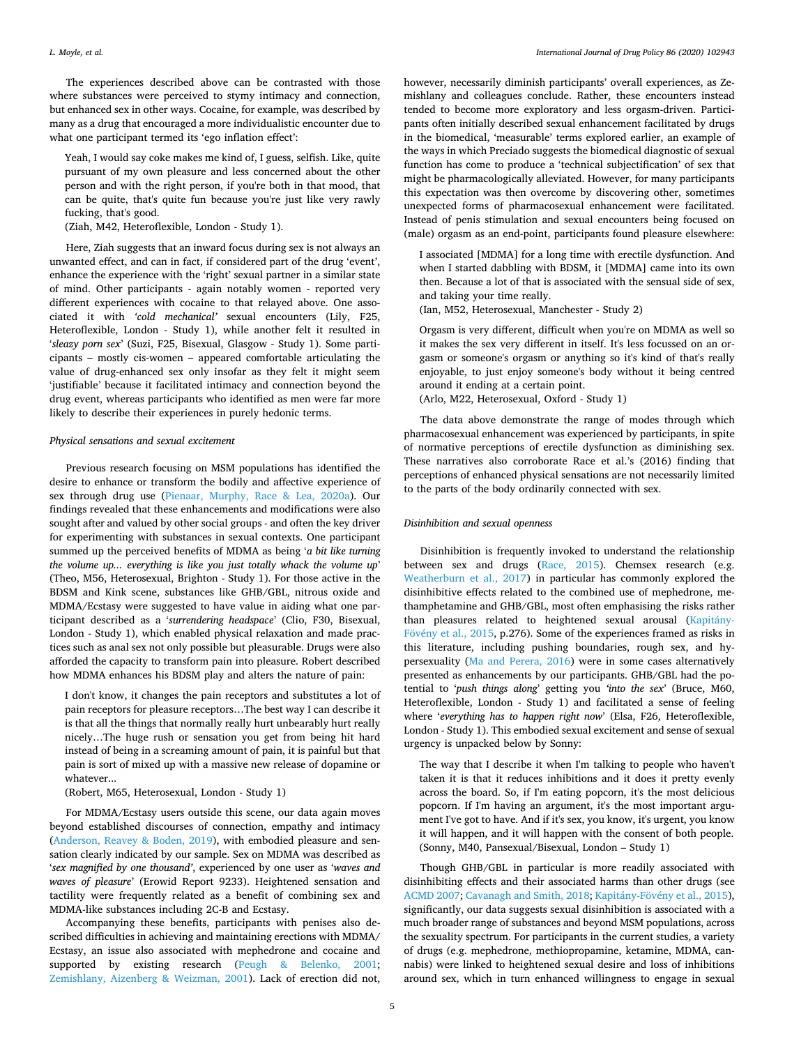The experiences described above can be contrasted with those where substances were perceived to stymy intimacy and connection, but enhanced sex in other ways. Cocaine, for example, was described by many as a drug that encouraged a more individualistic encounter due to what one participant termed its 'ego inflation effect':

> Yeah, I would say coke makes me kind of, I guess, selfish. Like, quite pursuant of my own pleasure and less concerned about the other person and with the right person, if you're both in that mood, that can be quite, that's quite fun because you're just like very rawly fucking, that's good.
> (Ziah, M42, Heteroflexible, London - Study 1).

Here, Ziah suggests that an inward focus during sex is not always an unwanted effect, and can in fact, if considered part of the drug 'event', enhance the experience with the 'right' sexual partner in a similar state of mind. Other participants - again notably women - reported very different experiences with cocaine to that relayed above. One associated it with *'cold mechanical'* sexual encounters (Lily, F25, Heteroflexible, London - Study 1), while another felt it resulted in '*sleazy porn sex*' (Suzi, F25, Bisexual, Glasgow - Study 1). Some participants – mostly cis-women – appeared comfortable articulating the value of drug-enhanced sex only insofar as they felt it might seem 'justifiable' because it facilitated intimacy and connection beyond the drug event, whereas participants who identified as men were far more likely to describe their experiences in purely hedonic terms.

*Physical sensations and sexual excitement*

Previous research focusing on MSM populations has identified the desire to enhance or transform the bodily and affective experience of sex through drug use (Pienaar, Murphy, Race & Lea, 2020a). Our findings revealed that these enhancements and modifications were also sought after and valued by other social groups - and often the key driver for experimenting with substances in sexual contexts. One participant summed up the perceived benefits of MDMA as being '*a bit like turning the volume up... everything is like you just totally whack the volume up*' (Theo, M56, Heterosexual, Brighton - Study 1). For those active in the BDSM and Kink scene, substances like GHB/GBL, nitrous oxide and MDMA/Ecstasy were suggested to have value in aiding what one participant described as a '*surrendering headspace*' (Clio, F30, Bisexual, London - Study 1), which enabled physical relaxation and made practices such as anal sex not only possible but pleasurable. Drugs were also afforded the capacity to transform pain into pleasure. Robert described how MDMA enhances his BDSM play and alters the nature of pain:

> I don't know, it changes the pain receptors and substitutes a lot of pain receptors for pleasure receptors…The best way I can describe it is that all the things that normally really hurt unbearably hurt really nicely…The huge rush or sensation you get from being hit hard instead of being in a screaming amount of pain, it is painful but that pain is sort of mixed up with a massive new release of dopamine or whatever...
> (Robert, M65, Heterosexual, London - Study 1)

For MDMA/Ecstasy users outside this scene, our data again moves beyond established discourses of connection, empathy and intimacy (Anderson, Reavey & Boden, 2019), with embodied pleasure and sensation clearly indicated by our sample. Sex on MDMA was described as '*sex magnified by one thousand*', experienced by one user as '*waves and waves of pleasure*' (Erowid Report 9233). Heightened sensation and tactility were frequently related as a benefit of combining sex and MDMA-like substances including 2C-B and Ecstasy.

Accompanying these benefits, participants with penises also described difficulties in achieving and maintaining erections with MDMA/Ecstasy, an issue also associated with mephedrone and cocaine and supported by existing research (Peugh & Belenko, 2001; Zemishlany, Aizenberg & Weizman, 2001). Lack of erection did not, however, necessarily diminish participants' overall experiences, as Zemishlany and colleagues conclude. Rather, these encounters instead tended to become more exploratory and less orgasm-driven. Participants often initially described sexual enhancement facilitated by drugs in the biomedical, 'measurable' terms explored earlier, an example of the ways in which Preciado suggests the biomedical diagnostic of sexual function has come to produce a 'technical subjectification' of sex that might be pharmacologically alleviated. However, for many participants this expectation was then overcome by discovering other, sometimes unexpected forms of pharmacosexual enhancement were facilitated. Instead of penis stimulation and sexual encounters being focused on (male) orgasm as an end-point, participants found pleasure elsewhere:

> I associated [MDMA] for a long time with erectile dysfunction. And when I started dabbling with BDSM, it [MDMA] came into its own then. Because a lot of that is associated with the sensual side of sex, and taking your time really.
> (Ian, M52, Heterosexual, Manchester - Study 2)

> Orgasm is very different, difficult when you're on MDMA as well so it makes the sex very different in itself. It's less focussed on an orgasm or someone's orgasm or anything so it's kind of that's really enjoyable, to just enjoy someone's body without it being centred around it ending at a certain point.
> (Arlo, M22, Heterosexual, Oxford - Study 1)

The data above demonstrate the range of modes through which pharmacosexual enhancement was experienced by participants, in spite of normative perceptions of erectile dysfunction as diminishing sex. These narratives also corroborate Race et al.'s (2016) finding that perceptions of enhanced physical sensations are not necessarily limited to the parts of the body ordinarily connected with sex.

*Disinhibition and sexual openness*

Disinhibition is frequently invoked to understand the relationship between sex and drugs (Race, 2015). Chemsex research (e.g. Weatherburn et al., 2017) in particular has commonly explored the disinhibitive effects related to the combined use of mephedrone, methamphetamine and GHB/GBL, most often emphasising the risks rather than pleasures related to heightened sexual arousal (Kapitány-Fövény et al., 2015, p.276). Some of the experiences framed as risks in this literature, including pushing boundaries, rough sex, and hypersexuality (Ma and Perera, 2016) were in some cases alternatively presented as enhancements by our participants. GHB/GBL had the potential to '*push things along*' getting you *'into the sex*' (Bruce, M60, Heteroflexible, London - Study 1) and facilitated a sense of feeling where '*everything has to happen right now*' (Elsa, F26, Heteroflexible, London - Study 1). This embodied sexual excitement and sense of sexual urgency is unpacked below by Sonny:

> The way that I describe it when I'm talking to people who haven't taken it is that it reduces inhibitions and it does it pretty evenly across the board. So, if I'm eating popcorn, it's the most delicious popcorn. If I'm having an argument, it's the most important argument I've got to have. And if it's sex, you know, it's urgent, you know it will happen, and it will happen with the consent of both people.
> (Sonny, M40, Pansexual/Bisexual, London – Study 1)

Though GHB/GBL in particular is more readily associated with disinhibiting effects and their associated harms than other drugs (see ACMD 2007; Cavanagh and Smith, 2018; Kapitány-Fövény et al., 2015), significantly, our data suggests sexual disinhibition is associated with a much broader range of substances and beyond MSM populations, across the sexuality spectrum. For participants in the current studies, a variety of drugs (e.g. mephedrone, methiopropamine, ketamine, MDMA, cannabis) were linked to heightened sexual desire and loss of inhibitions around sex, which in turn enhanced willingness to engage in sexual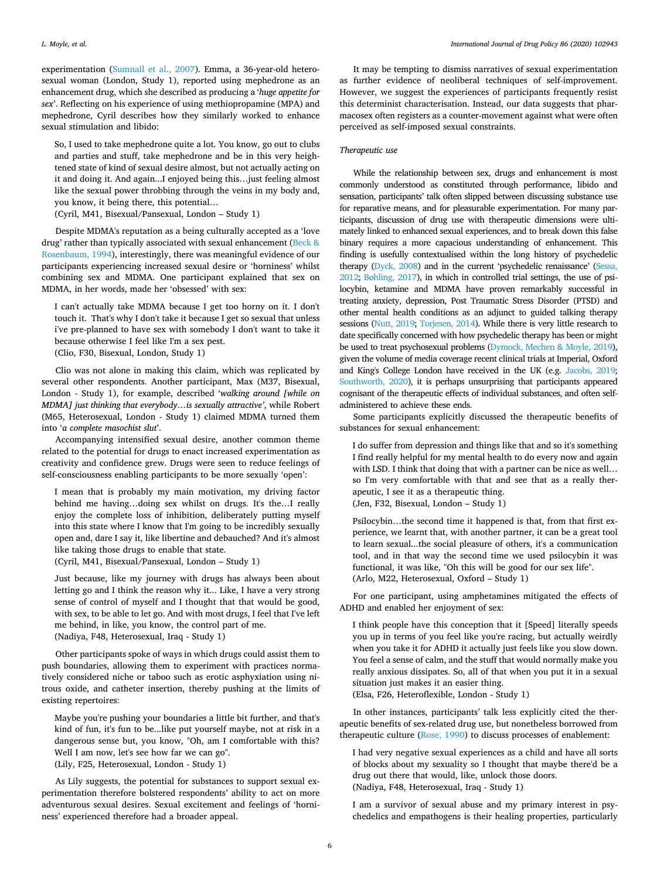experimentation (Sumnall et al., 2007). Emma, a 36-year-old heterosexual woman (London, Study 1), reported using mephedrone as an enhancement drug, which she described as producing a '*huge appetite for sex*'. Reflecting on his experience of using methiopropamine (MPA) and mephedrone, Cyril describes how they similarly worked to enhance sexual stimulation and libido:

> So, I used to take mephedrone quite a lot. You know, go out to clubs and parties and stuff, take mephedrone and be in this very heightened state of kind of sexual desire almost, but not actually acting on it and doing it. And again...I enjoyed being this…just feeling almost like the sexual power throbbing through the veins in my body and, you know, it being there, this potential…
> (Cyril, M41, Bisexual/Pansexual, London – Study 1)

Despite MDMA's reputation as a being culturally accepted as a 'love drug' rather than typically associated with sexual enhancement (Beck & Rosenbaum, 1994), interestingly, there was meaningful evidence of our participants experiencing increased sexual desire or 'horniness' whilst combining sex and MDMA. One participant explained that sex on MDMA, in her words, made her 'obsessed' with sex:

> I can't actually take MDMA because I get too horny on it. I don't touch it. That's why I don't take it because I get so sexual that unless i've pre-planned to have sex with somebody I don't want to take it because otherwise I feel like I'm a sex pest.
> (Clio, F30, Bisexual, London, Study 1)

Clio was not alone in making this claim, which was replicated by several other respondents. Another participant, Max (M37, Bisexual, London - Study 1), for example, described '*walking around [while on MDMA] just thinking that everybody…is sexually attractive*', while Robert (M65, Heterosexual, London - Study 1) claimed MDMA turned them into '*a complete masochist slut*'.

Accompanying intensified sexual desire, another common theme related to the potential for drugs to enact increased experimentation as creativity and confidence grew. Drugs were seen to reduce feelings of self-consciousness enabling participants to be more sexually 'open':

> I mean that is probably my main motivation, my driving factor behind me having…doing sex whilst on drugs. It's the…I really enjoy the complete loss of inhibition, deliberately putting myself into this state where I know that I'm going to be incredibly sexually open and, dare I say it, like libertine and debauched? And it's almost like taking those drugs to enable that state.
> (Cyril, M41, Bisexual/Pansexual, London – Study 1)

> Just because, like my journey with drugs has always been about letting go and I think the reason why it... Like, I have a very strong sense of control of myself and I thought that that would be good, with sex, to be able to let go. And with most drugs, I feel that I've left me behind, in like, you know, the control part of me.
> (Nadiya, F48, Heterosexual, Iraq - Study 1)

Other participants spoke of ways in which drugs could assist them to push boundaries, allowing them to experiment with practices normatively considered niche or taboo such as erotic asphyxiation using nitrous oxide, and catheter insertion, thereby pushing at the limits of existing repertoires:

> Maybe you're pushing your boundaries a little bit further, and that's kind of fun, it's fun to be...like put yourself maybe, not at risk in a dangerous sense but, you know, "Oh, am I comfortable with this? Well I am now, let's see how far we can go".
> (Lily, F25, Heterosexual, London - Study 1)

As Lily suggests, the potential for substances to support sexual experimentation therefore bolstered respondents' ability to act on more adventurous sexual desires. Sexual excitement and feelings of 'horniness' experienced therefore had a broader appeal.

It may be tempting to dismiss narratives of sexual experimentation as further evidence of neoliberal techniques of self-improvement. However, we suggest the experiences of participants frequently resist this determinist characterisation. Instead, our data suggests that pharmacosex often registers as a counter-movement against what were often perceived as self-imposed sexual constraints.

*Therapeutic use*

While the relationship between sex, drugs and enhancement is most commonly understood as constituted through performance, libido and sensation, participants' talk often slipped between discussing substance use for reparative means, and for pleasurable experimentation. For many participants, discussion of drug use with therapeutic dimensions were ultimately linked to enhanced sexual experiences, and to break down this false binary requires a more capacious understanding of enhancement. This finding is usefully contextualised within the long history of psychedelic therapy (Dyck, 2008) and in the current 'psychedelic renaissance' (Sessa, 2012; Bøhling, 2017), in which in controlled trial settings, the use of psilocybin, ketamine and MDMA have proven remarkably successful in treating anxiety, depression, Post Traumatic Stress Disorder (PTSD) and other mental health conditions as an adjunct to guided talking therapy sessions (Nutt, 2019; Torjesen, 2014). While there is very little research to date specifically concerned with how psychedelic therapy has been or might be used to treat psychosexual problems (Dymock, Mechen & Moyle, 2019), given the volume of media coverage recent clinical trials at Imperial, Oxford and King's College London have received in the UK (e.g. Jacobs, 2019; Southworth, 2020), it is perhaps unsurprising that participants appeared cognisant of the therapeutic effects of individual substances, and often self-administered to achieve these ends.

Some participants explicitly discussed the therapeutic benefits of substances for sexual enhancement:

> I do suffer from depression and things like that and so it's something I find really helpful for my mental health to do every now and again with LSD. I think that doing that with a partner can be nice as well… so I'm very comfortable with that and see that as a really therapeutic, I see it as a therapeutic thing.
> (Jen, F32, Bisexual, London – Study 1)

> Psilocybin…the second time it happened is that, from that first experience, we learnt that, with another partner, it can be a great tool to learn sexual...the social pleasure of others, it's a communication tool, and in that way the second time we used psilocybin it was functional, it was like, "Oh this will be good for our sex life".
> (Arlo, M22, Heterosexual, Oxford – Study 1)

For one participant, using amphetamines mitigated the effects of ADHD and enabled her enjoyment of sex:

> I think people have this conception that it [Speed] literally speeds you up in terms of you feel like you're racing, but actually weirdly when you take it for ADHD it actually just feels like you slow down. You feel a sense of calm, and the stuff that would normally make you really anxious dissipates. So, all of that when you put it in a sexual situation just makes it an easier thing.
> (Elsa, F26, Heteroflexible, London - Study 1)

In other instances, participants' talk less explicitly cited the therapeutic benefits of sex-related drug use, but nonetheless borrowed from therapeutic culture (Rose, 1990) to discuss processes of enablement:

> I had very negative sexual experiences as a child and have all sorts of blocks about my sexuality so I thought that maybe there'd be a drug out there that would, like, unlock those doors.
> (Nadiya, F48, Heterosexual, Iraq - Study 1)

> I am a survivor of sexual abuse and my primary interest in psychedelics and empathogens is their healing properties, particularly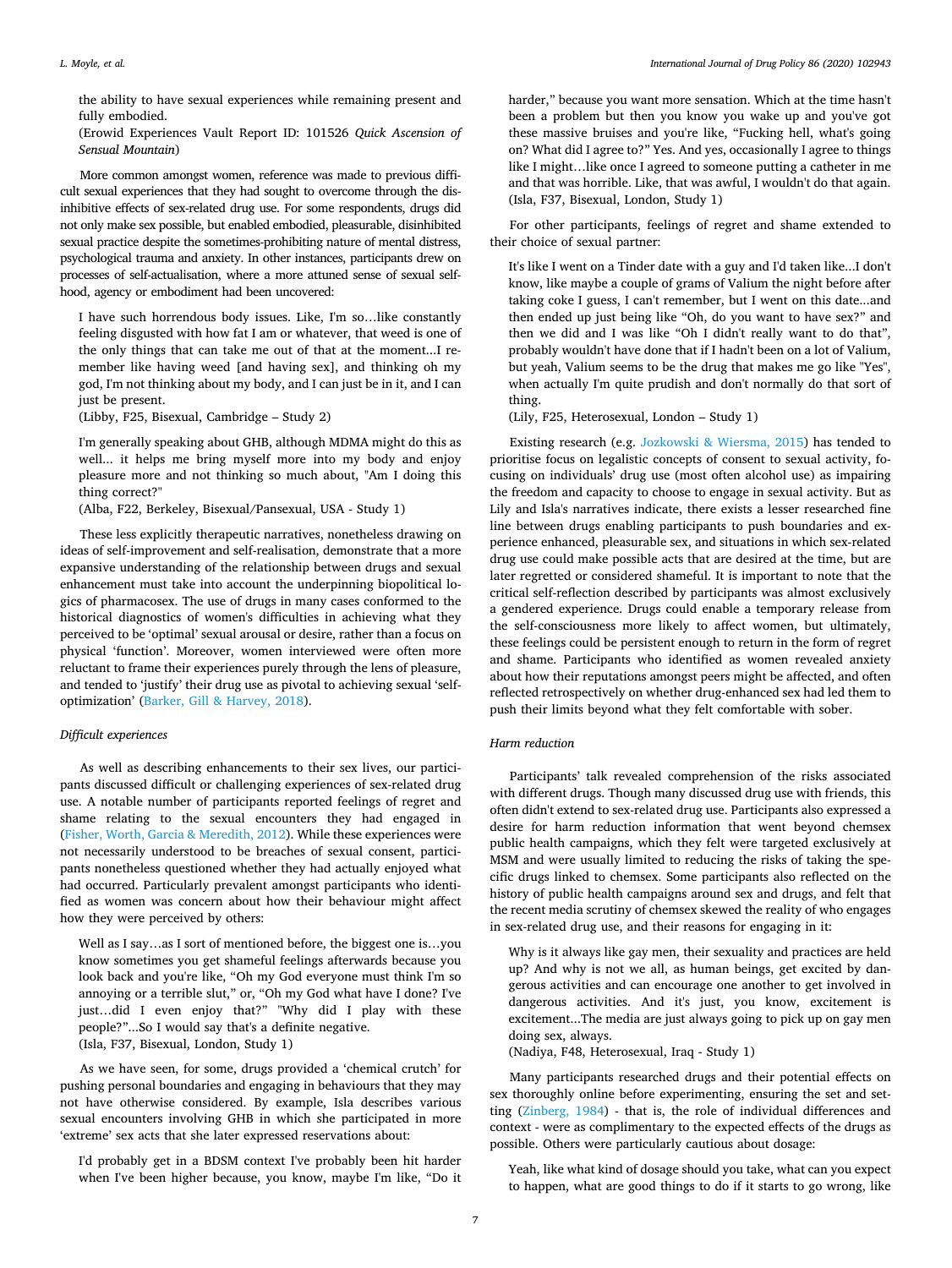the ability to have sexual experiences while remaining present and fully embodied.
(Erowid Experiences Vault Report ID: 101526 *Quick Ascension of Sensual Mountain*)

More common amongst women, reference was made to previous difficult sexual experiences that they had sought to overcome through the disinhibitive effects of sex-related drug use. For some respondents, drugs did not only make sex possible, but enabled embodied, pleasurable, disinhibited sexual practice despite the sometimes-prohibiting nature of mental distress, psychological trauma and anxiety. In other instances, participants drew on processes of self-actualisation, where a more attuned sense of sexual selfhood, agency or embodiment had been uncovered:

> I have such horrendous body issues. Like, I'm so…like constantly feeling disgusted with how fat I am or whatever, that weed is one of the only things that can take me out of that at the moment...I remember like having weed [and having sex], and thinking oh my god, I'm not thinking about my body, and I can just be in it, and I can just be present.
> (Libby, F25, Bisexual, Cambridge – Study 2)

> I'm generally speaking about GHB, although MDMA might do this as well... it helps me bring myself more into my body and enjoy pleasure more and not thinking so much about, "Am I doing this thing correct?"
> (Alba, F22, Berkeley, Bisexual/Pansexual, USA - Study 1)

These less explicitly therapeutic narratives, nonetheless drawing on ideas of self-improvement and self-realisation, demonstrate that a more expansive understanding of the relationship between drugs and sexual enhancement must take into account the underpinning biopolitical logics of pharmacosex. The use of drugs in many cases conformed to the historical diagnostics of women's difficulties in achieving what they perceived to be 'optimal' sexual arousal or desire, rather than a focus on physical 'function'. Moreover, women interviewed were often more reluctant to frame their experiences purely through the lens of pleasure, and tended to 'justify' their drug use as pivotal to achieving sexual 'self-optimization' (Barker, Gill & Harvey, 2018).

### *Difficult experiences*

As well as describing enhancements to their sex lives, our participants discussed difficult or challenging experiences of sex-related drug use. A notable number of participants reported feelings of regret and shame relating to the sexual encounters they had engaged in (Fisher, Worth, Garcia & Meredith, 2012). While these experiences were not necessarily understood to be breaches of sexual consent, participants nonetheless questioned whether they had actually enjoyed what had occurred. Particularly prevalent amongst participants who identified as women was concern about how their behaviour might affect how they were perceived by others:

> Well as I say…as I sort of mentioned before, the biggest one is…you know sometimes you get shameful feelings afterwards because you look back and you're like, "Oh my God everyone must think I'm so annoying or a terrible slut," or, "Oh my God what have I done? I've just…did I even enjoy that?" "Why did I play with these people?"...So I would say that's a definite negative.
> (Isla, F37, Bisexual, London, Study 1)

As we have seen, for some, drugs provided a 'chemical crutch' for pushing personal boundaries and engaging in behaviours that they may not have otherwise considered. By example, Isla describes various sexual encounters involving GHB in which she participated in more 'extreme' sex acts that she later expressed reservations about:

> I'd probably get in a BDSM context I've probably been hit harder when I've been higher because, you know, maybe I'm like, "Do it harder," because you want more sensation. Which at the time hasn't been a problem but then you know you wake up and you've got these massive bruises and you're like, "Fucking hell, what's going on? What did I agree to?" Yes. And yes, occasionally I agree to things like I might…like once I agreed to someone putting a catheter in me and that was horrible. Like, that was awful, I wouldn't do that again.
> (Isla, F37, Bisexual, London, Study 1)

For other participants, feelings of regret and shame extended to their choice of sexual partner:

> It's like I went on a Tinder date with a guy and I'd taken like...I don't know, like maybe a couple of grams of Valium the night before after taking coke I guess, I can't remember, but I went on this date...and then ended up just being like "Oh, do you want to have sex?" and then we did and I was like "Oh I didn't really want to do that", probably wouldn't have done that if I hadn't been on a lot of Valium, but yeah, Valium seems to be the drug that makes me go like "Yes", when actually I'm quite prudish and don't normally do that sort of thing.
> (Lily, F25, Heterosexual, London – Study 1)

Existing research (e.g. Jozkowski & Wiersma, 2015) has tended to prioritise focus on legalistic concepts of consent to sexual activity, focusing on individuals' drug use (most often alcohol use) as impairing the freedom and capacity to choose to engage in sexual activity. But as Lily and Isla's narratives indicate, there exists a lesser researched fine line between drugs enabling participants to push boundaries and experience enhanced, pleasurable sex, and situations in which sex-related drug use could make possible acts that are desired at the time, but are later regretted or considered shameful. It is important to note that the critical self-reflection described by participants was almost exclusively a gendered experience. Drugs could enable a temporary release from the self-consciousness more likely to affect women, but ultimately, these feelings could be persistent enough to return in the form of regret and shame. Participants who identified as women revealed anxiety about how their reputations amongst peers might be affected, and often reflected retrospectively on whether drug-enhanced sex had led them to push their limits beyond what they felt comfortable with sober.

### *Harm reduction*

Participants' talk revealed comprehension of the risks associated with different drugs. Though many discussed drug use with friends, this often didn't extend to sex-related drug use. Participants also expressed a desire for harm reduction information that went beyond chemsex public health campaigns, which they felt were targeted exclusively at MSM and were usually limited to reducing the risks of taking the specific drugs linked to chemsex. Some participants also reflected on the history of public health campaigns around sex and drugs, and felt that the recent media scrutiny of chemsex skewed the reality of who engages in sex-related drug use, and their reasons for engaging in it:

> Why is it always like gay men, their sexuality and practices are held up? And why is not we all, as human beings, get excited by dangerous activities and can encourage one another to get involved in dangerous activities. And it's just, you know, excitement is excitement...The media are just always going to pick up on gay men doing sex, always.
> (Nadiya, F48, Heterosexual, Iraq - Study 1)

Many participants researched drugs and their potential effects on sex thoroughly online before experimenting, ensuring the set and setting (Zinberg, 1984) - that is, the role of individual differences and context - were as complimentary to the expected effects of the drugs as possible. Others were particularly cautious about dosage:

> Yeah, like what kind of dosage should you take, what can you expect to happen, what are good things to do if it starts to go wrong, like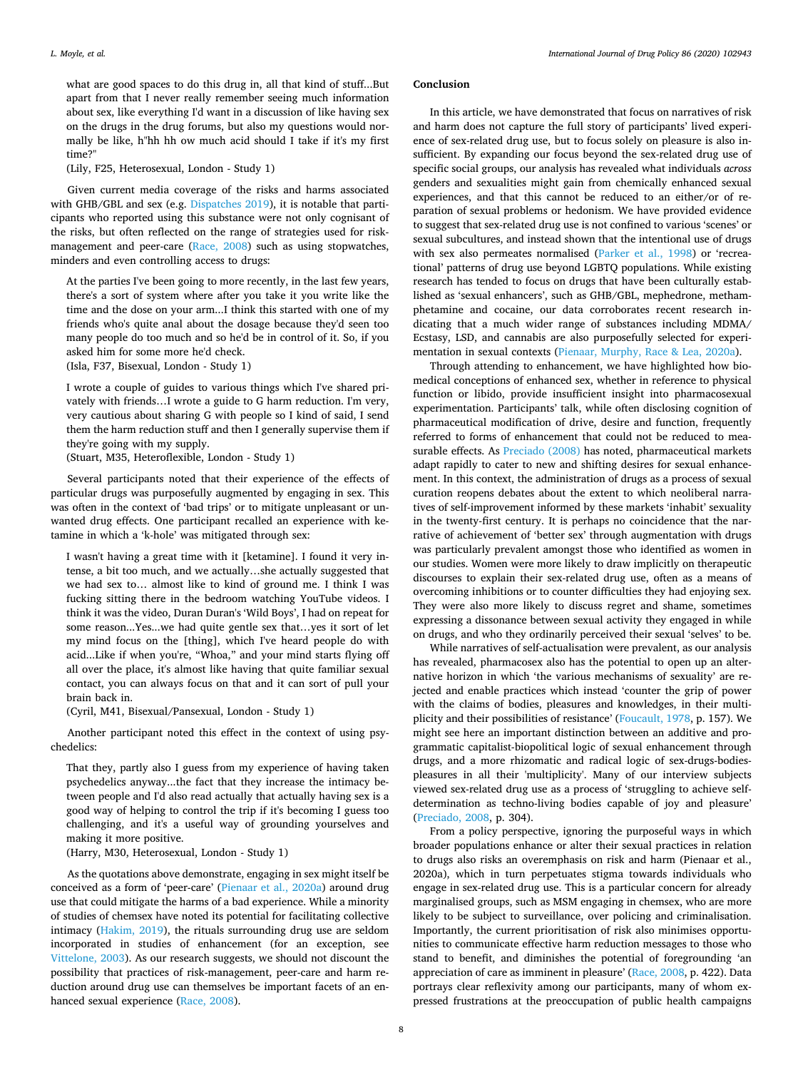what are good spaces to do this drug in, all that kind of stuff...But apart from that I never really remember seeing much information about sex, like everything I'd want in a discussion of like having sex on the drugs in the drug forums, but also my questions would normally be like, h"hh hh ow much acid should I take if it's my first time?"
(Lily, F25, Heterosexual, London - Study 1)

Given current media coverage of the risks and harms associated with GHB/GBL and sex (e.g. Dispatches 2019), it is notable that participants who reported using this substance were not only cognisant of the risks, but often reflected on the range of strategies used for risk-management and peer-care (Race, 2008) such as using stopwatches, minders and even controlling access to drugs:

> At the parties I've been going to more recently, in the last few years, there's a sort of system where after you take it you write like the time and the dose on your arm...I think this started with one of my friends who's quite anal about the dosage because they'd seen too many people do too much and so he'd be in control of it. So, if you asked him for some more he'd check.
> (Isla, F37, Bisexual, London - Study 1)

> I wrote a couple of guides to various things which I've shared privately with friends…I wrote a guide to G harm reduction. I'm very, very cautious about sharing G with people so I kind of said, I send them the harm reduction stuff and then I generally supervise them if they're going with my supply.
> (Stuart, M35, Heteroflexible, London - Study 1)

Several participants noted that their experience of the effects of particular drugs was purposefully augmented by engaging in sex. This was often in the context of 'bad trips' or to mitigate unpleasant or unwanted drug effects. One participant recalled an experience with ketamine in which a 'k-hole' was mitigated through sex:

> I wasn't having a great time with it [ketamine]. I found it very intense, a bit too much, and we actually…she actually suggested that we had sex to… almost like to kind of ground me. I think I was fucking sitting there in the bedroom watching YouTube videos. I think it was the video, Duran Duran's 'Wild Boys', I had on repeat for some reason...Yes...we had quite gentle sex that…yes it sort of let my mind focus on the [thing], which I've heard people do with acid...Like if when you're, "Whoa," and your mind starts flying off all over the place, it's almost like having that quite familiar sexual contact, you can always focus on that and it can sort of pull your brain back in.
> (Cyril, M41, Bisexual/Pansexual, London - Study 1)

Another participant noted this effect in the context of using psychedelics:

> That they, partly also I guess from my experience of having taken psychedelics anyway...the fact that they increase the intimacy between people and I'd also read actually that actually having sex is a good way of helping to control the trip if it's becoming I guess too challenging, and it's a useful way of grounding yourselves and making it more positive.
> (Harry, M30, Heterosexual, London - Study 1)

As the quotations above demonstrate, engaging in sex might itself be conceived as a form of 'peer-care' (Pienaar et al., 2020a) around drug use that could mitigate the harms of a bad experience. While a minority of studies of chemsex have noted its potential for facilitating collective intimacy (Hakim, 2019), the rituals surrounding drug use are seldom incorporated in studies of enhancement (for an exception, see Vittelone, 2003). As our research suggests, we should not discount the possibility that practices of risk-management, peer-care and harm reduction around drug use can themselves be important facets of an enhanced sexual experience (Race, 2008).

## Conclusion

In this article, we have demonstrated that focus on narratives of risk and harm does not capture the full story of participants' lived experience of sex-related drug use, but to focus solely on pleasure is also insufficient. By expanding our focus beyond the sex-related drug use of specific social groups, our analysis has revealed what individuals *across* genders and sexualities might gain from chemically enhanced sexual experiences, and that this cannot be reduced to an either/or of reparation of sexual problems or hedonism. We have provided evidence to suggest that sex-related drug use is not confined to various 'scenes' or sexual subcultures, and instead shown that the intentional use of drugs with sex also permeates normalised (Parker et al., 1998) or 'recreational' patterns of drug use beyond LGBTQ populations. While existing research has tended to focus on drugs that have been culturally established as 'sexual enhancers', such as GHB/GBL, mephedrone, methamphetamine and cocaine, our data corroborates recent research indicating that a much wider range of substances including MDMA/Ecstasy, LSD, and cannabis are also purposefully selected for experimentation in sexual contexts (Pienaar, Murphy, Race & Lea, 2020a).

Through attending to enhancement, we have highlighted how biomedical conceptions of enhanced sex, whether in reference to physical function or libido, provide insufficient insight into pharmacosexual experimentation. Participants' talk, while often disclosing cognition of pharmaceutical modification of drive, desire and function, frequently referred to forms of enhancement that could not be reduced to measurable effects. As Preciado (2008) has noted, pharmaceutical markets adapt rapidly to cater to new and shifting desires for sexual enhancement. In this context, the administration of drugs as a process of sexual curation reopens debates about the extent to which neoliberal narratives of self-improvement informed by these markets 'inhabit' sexuality in the twenty-first century. It is perhaps no coincidence that the narrative of achievement of 'better sex' through augmentation with drugs was particularly prevalent amongst those who identified as women in our studies. Women were more likely to draw implicitly on therapeutic discourses to explain their sex-related drug use, often as a means of overcoming inhibitions or to counter difficulties they had enjoying sex. They were also more likely to discuss regret and shame, sometimes expressing a dissonance between sexual activity they engaged in while on drugs, and who they ordinarily perceived their sexual 'selves' to be.

While narratives of self-actualisation were prevalent, as our analysis has revealed, pharmacosex also has the potential to open up an alternative horizon in which 'the various mechanisms of sexuality' are rejected and enable practices which instead 'counter the grip of power with the claims of bodies, pleasures and knowledges, in their multiplicity and their possibilities of resistance' (Foucault, 1978, p. 157). We might see here an important distinction between an additive and programmatic capitalist-biopolitical logic of sexual enhancement through drugs, and a more rhizomatic and radical logic of sex-drugs-bodies-pleasures in all their 'multiplicity'. Many of our interview subjects viewed sex-related drug use as a process of 'struggling to achieve self-determination as techno-living bodies capable of joy and pleasure' (Preciado, 2008, p. 304).

From a policy perspective, ignoring the purposeful ways in which broader populations enhance or alter their sexual practices in relation to drugs also risks an overemphasis on risk and harm (Pienaar et al., 2020a), which in turn perpetuates stigma towards individuals who engage in sex-related drug use. This is a particular concern for already marginalised groups, such as MSM engaging in chemsex, who are more likely to be subject to surveillance, over policing and criminalisation. Importantly, the current prioritisation of risk also minimises opportunities to communicate effective harm reduction messages to those who stand to benefit, and diminishes the potential of foregrounding 'an appreciation of care as imminent in pleasure' (Race, 2008, p. 422). Data portrays clear reflexivity among our participants, many of whom expressed frustrations at the preoccupation of public health campaigns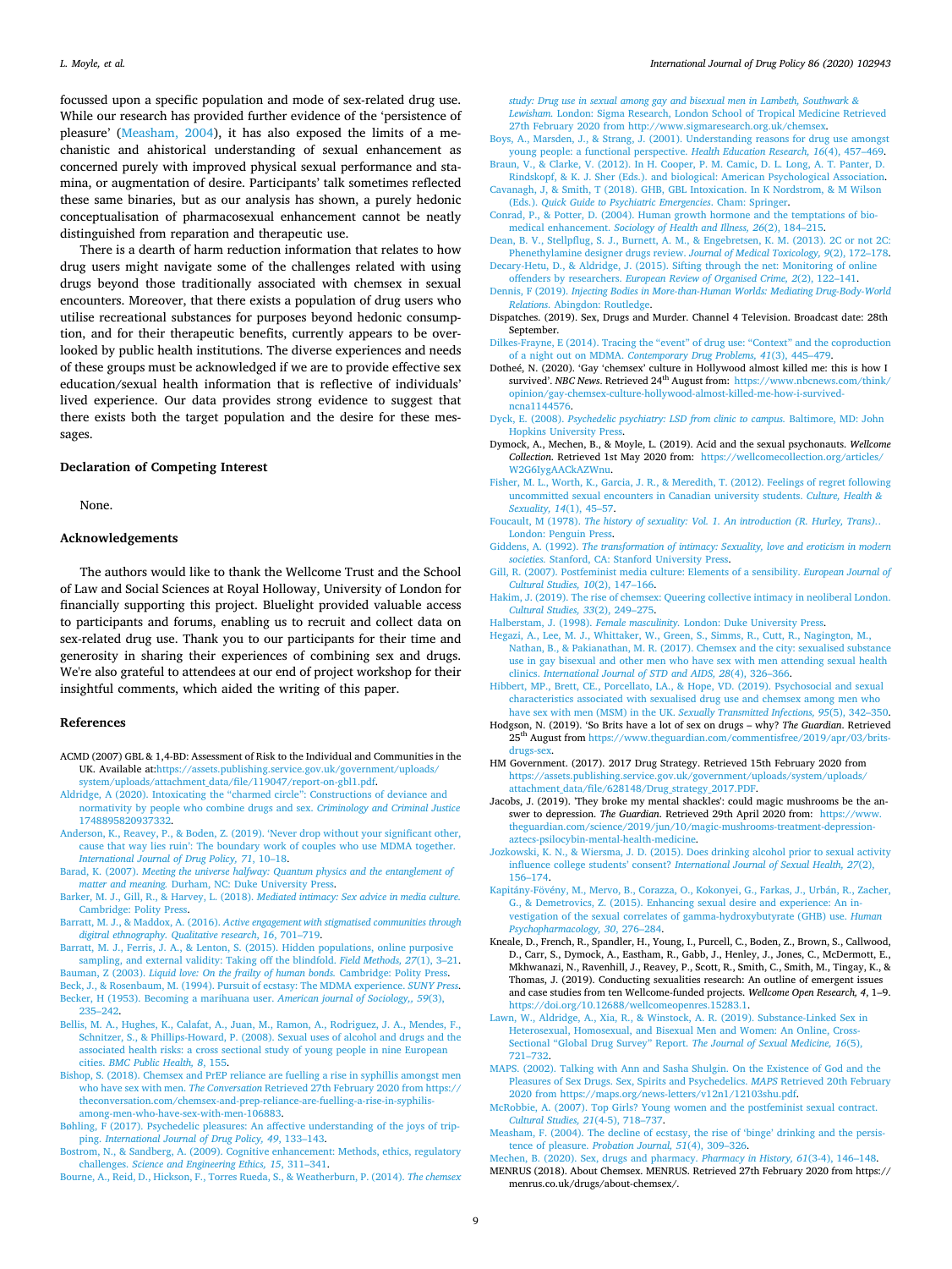focussed upon a specific population and mode of sex-related drug use. While our research has provided further evidence of the 'persistence of pleasure' (Measham, 2004), it has also exposed the limits of a mechanistic and ahistorical understanding of sexual enhancement as concerned purely with improved physical sexual performance and stamina, or augmentation of desire. Participants' talk sometimes reflected these same binaries, but as our analysis has shown, a purely hedonic conceptualisation of pharmacosexual enhancement cannot be neatly distinguished from reparation and therapeutic use.

There is a dearth of harm reduction information that relates to how drug users might navigate some of the challenges related with using drugs beyond those traditionally associated with chemsex in sexual encounters. Moreover, that there exists a population of drug users who utilise recreational substances for purposes beyond hedonic consumption, and for their therapeutic benefits, currently appears to be overlooked by public health institutions. The diverse experiences and needs of these groups must be acknowledged if we are to provide effective sex education/sexual health information that is reflective of individuals' lived experience. Our data provides strong evidence to suggest that there exists both the target population and the desire for these messages.

## Declaration of Competing Interest

None.

## Acknowledgements

The authors would like to thank the Wellcome Trust and the School of Law and Social Sciences at Royal Holloway, University of London for financially supporting this project. Bluelight provided valuable access to participants and forums, enabling us to recruit and collect data on sex-related drug use. Thank you to our participants for their time and generosity in sharing their experiences of combining sex and drugs. We're also grateful to attendees at our end of project workshop for their insightful comments, which aided the writing of this paper.

## References

ACMD (2007) GBL & 1,4-BD: Assessment of Risk to the Individual and Communities in the UK. Available at:https://assets.publishing.service.gov.uk/government/uploads/system/uploads/attachment_data/file/119047/report-on-gbl1.pdf.

Aldridge, A (2020). Intoxicating the "charmed circle": Constructions of deviance and normativity by people who combine drugs and sex. *Criminology and Criminal Justice* 1748895820937332.

Anderson, K., Reavey, P., & Boden, Z. (2019). 'Never drop without your significant other, cause that way lies ruin': The boundary work of couples who use MDMA together. *International Journal of Drug Policy, 71*, 10–18.

Barad, K. (2007). *Meeting the universe halfway: Quantum physics and the entanglement of matter and meaning.* Durham, NC: Duke University Press.

Barker, M. J., Gill, R., & Harvey, L. (2018). *Mediated intimacy: Sex advice in media culture.* Cambridge: Polity Press.

Barratt, M. J., & Maddox, A. (2016). *Active engagement with stigmatised communities through digital ethnography. Qualitative research, 16*, 701–719.

Barratt, M. J., Ferris, J. A., & Lenton, S. (2015). Hidden populations, online purposive sampling, and external validity: Taking off the blindfold. *Field Methods, 27*(1), 3–21.

Bauman, Z (2003). *Liquid love: On the frailty of human bonds.* Cambridge: Polity Press.

Beck, J., & Rosenbaum, M. (1994). Pursuit of ecstasy: The MDMA experience. *SUNY Press*.

Becker, H (1953). Becoming a marihuana user. *American journal of Sociology,, 59*(3), 235–242.

Bellis, M. A., Hughes, K., Calafat, A., Juan, M., Ramon, A., Rodriguez, J. A., Mendes, F., Schnitzer, S., & Phillips-Howard, P. (2008). Sexual uses of alcohol and drugs and the associated health risks: a cross sectional study of young people in nine European cities. *BMC Public Health, 8*, 155.

Bishop, S. (2018). Chemsex and PrEP reliance are fuelling a rise in syphillis amongst men who have sex with men. *The Conversation* Retrieved 27th February 2020 from https://theconversation.com/chemsex-and-prep-reliance-are-fuelling-a-rise-in-syphilis-among-men-who-have-sex-with-men-106883.

Bøhling, F (2017). Psychedelic pleasures: An affective understanding of the joys of tripping. *International Journal of Drug Policy, 49*, 133–143.

Bostrom, N., & Sandberg, A. (2009). Cognitive enhancement: Methods, ethics, regulatory challenges. *Science and Engineering Ethics, 15*, 311–341.

Bourne, A., Reid, D., Hickson, F., Torres Rueda, S., & Weatherburn, P. (2014). *The chemsex study: Drug use in sexual among gay and bisexual men in Lambeth, Southwark & Lewisham.* London: Sigma Research, London School of Tropical Medicine Retrieved 27th February 2020 from http://www.sigmaresearch.org.uk/chemsex.

Boys, A., Marsden, J., & Strang, J. (2001). Understanding reasons for drug use amongst young people: a functional perspective. *Health Education Research, 16*(4), 457–469.

Braun, V., & Clarke, V. (2012). In H. Cooper, P. M. Camic, D. L. Long, A. T. Panter, D. Rindskopf, & K. J. Sher (Eds.). and biological: American Psychological Association.

Cavanagh, J, & Smith, T (2018). GHB, GBL Intoxication. In K Nordstrom, & M Wilson (Eds.). *Quick Guide to Psychiatric Emergencies*. Cham: Springer.

Conrad, P., & Potter, D. (2004). Human growth hormone and the temptations of biomedical enhancement. *Sociology of Health and Illness, 26*(2), 184–215.

Dean, B. V., Stellpflug, S. J., Burnett, A. M., & Engebretsen, K. M. (2013). 2C or not 2C: Phenethylamine designer drugs review. *Journal of Medical Toxicology, 9*(2), 172–178.

Decary-Hetu, D., & Aldridge, J. (2015). Sifting through the net: Monitoring of online offenders by researchers. *European Review of Organised Crime, 2*(2), 122–141.

Dennis, F (2019). *Injecting Bodies in More-than-Human Worlds: Mediating Drug-Body-World Relations.* Abingdon: Routledge.

Dispatches. (2019). Sex, Drugs and Murder. Channel 4 Television. Broadcast date: 28th September.

Dilkes-Frayne, E (2014). Tracing the "event" of drug use: "Context" and the coproduction of a night out on MDMA. *Contemporary Drug Problems, 41*(3), 445–479.

Dotheé, N. (2020). 'Gay 'chemsex' culture in Hollywood almost killed me: this is how I survived'. *NBC News*. Retrieved 24th August from: https://www.nbcnews.com/think/opinion/gay-chemsex-culture-hollywood-almost-killed-me-how-i-survived-ncna1144576.

Dyck, E. (2008). *Psychedelic psychiatry: LSD from clinic to campus.* Baltimore, MD: John Hopkins University Press.

Dymock, A., Mechen, B., & Moyle, L. (2019). Acid and the sexual psychonauts. *Wellcome Collection*. Retrieved 1st May 2020 from: https://wellcomecollection.org/articles/W2G6IygAACkAZWnu.

Fisher, M. L., Worth, K., Garcia, J. R., & Meredith, T. (2012). Feelings of regret following uncommitted sexual encounters in Canadian university students. *Culture, Health & Sexuality, 14*(1), 45–57.

Foucault, M (1978). *The history of sexuality: Vol. 1. An introduction (R. Hurley, Trans).*. London: Penguin Press.

Giddens, A. (1992). *The transformation of intimacy: Sexuality, love and eroticism in modern societies.* Stanford, CA: Stanford University Press.

Gill, R. (2007). Postfeminist media culture: Elements of a sensibility. *European Journal of Cultural Studies, 10*(2), 147–166.

Hakim, J. (2019). The rise of chemsex: Queering collective intimacy in neoliberal London. *Cultural Studies, 33*(2), 249–275.

Halberstam, J. (1998). *Female masculinity.* London: Duke University Press.

Hegazi, A., Lee, M. J., Whittaker, W., Green, S., Simms, R., Cutt, R., Nagington, M., Nathan, B., & Pakianathan, M. R. (2017). Chemsex and the city: sexualised substance use in gay bisexual and other men who have sex with men attending sexual health clinics. *International Journal of STD and AIDS, 28*(4), 326–366.

Hibbert, MP., Brett, CE., Porcellato, LA., & Hope, VD. (2019). Psychosocial and sexual characteristics associated with sexualised drug use and chemsex among men who have sex with men (MSM) in the UK. *Sexually Transmitted Infections, 95*(5), 342–350.

Hodgson, N. (2019). 'So Brits have a lot of sex on drugs – why? *The Guardian*. Retrieved 25th August from https://www.theguardian.com/commentisfree/2019/apr/03/brits-drugs-sex.

HM Government. (2017). 2017 Drug Strategy. Retrieved 15th February 2020 from https://assets.publishing.service.gov.uk/government/uploads/system/uploads/attachment_data/file/628148/Drug_strategy_2017.PDF.

Jacobs, J. (2019). 'They broke my mental shackles': could magic mushrooms be the answer to depression. *The Guardian*. Retrieved 29th April 2020 from: https://www.theguardian.com/science/2019/jun/10/magic-mushrooms-treatment-depression-aztecs-psilocybin-mental-health-medicine.

Jozkowski, K. N., & Wiersma, J. D. (2015). Does drinking alcohol prior to sexual activity influence college students' consent? *International Journal of Sexual Health, 27*(2), 156–174.

Kapitány-Fövény, M., Mervo, B., Corazza, O., Kokonyei, G., Farkas, J., Urbán, R., Zacher, G., & Demetrovics, Z. (2015). Enhancing sexual desire and experience: An investigation of the sexual correlates of gamma-hydroxybutyrate (GHB) use. *Human Psychopharmacology, 30*, 276–284.

Kneale, D., French, R., Spandler, H., Young, I., Purcell, C., Boden, Z., Brown, S., Callwood, D., Carr, S., Dymock, A., Eastham, R., Gabb, J., Henley, J., Jones, C., McDermott, E., Mkhwanazi, N., Ravenhill, J., Reavey, P., Scott, R., Smith, C., Smith, M., Tingay, K., & Thomas, J. (2019). Conducting sexualities research: An outline of emergent issues and case studies from ten Wellcome-funded projects. *Wellcome Open Research, 4*, 1–9. https://doi.org/10.12688/wellcomeopenres.15283.1.

Lawn, W., Aldridge, A., Xia, R., & Winstock, A. R. (2019). Substance-Linked Sex in Heterosexual, Homosexual, and Bisexual Men and Women: An Online, Cross-Sectional "Global Drug Survey" Report. *The Journal of Sexual Medicine, 16*(5), 721–732.

MAPS. (2002). Talking with Ann and Sasha Shulgin. On the Existence of God and the Pleasures of Sex Drugs. Sex, Spirits and Psychedelics. *MAPS* Retrieved 20th February 2020 from https://maps.org/news-letters/v12n1/12103shu.pdf.

McRobbie, A. (2007). Top Girls? Young women and the postfeminist sexual contract. *Cultural Studies, 21*(4-5), 718–737.

Measham, F. (2004). The decline of ecstasy, the rise of 'binge' drinking and the persistence of pleasure. *Probation Journal, 51*(4), 309–326.

Mechen, B. (2020). Sex, drugs and pharmacy. *Pharmacy in History, 61*(3-4), 146–148.

MENRUS (2018). About Chemsex. MENRUS. Retrieved 27th February 2020 from https://menrus.co.uk/drugs/about-chemsex/.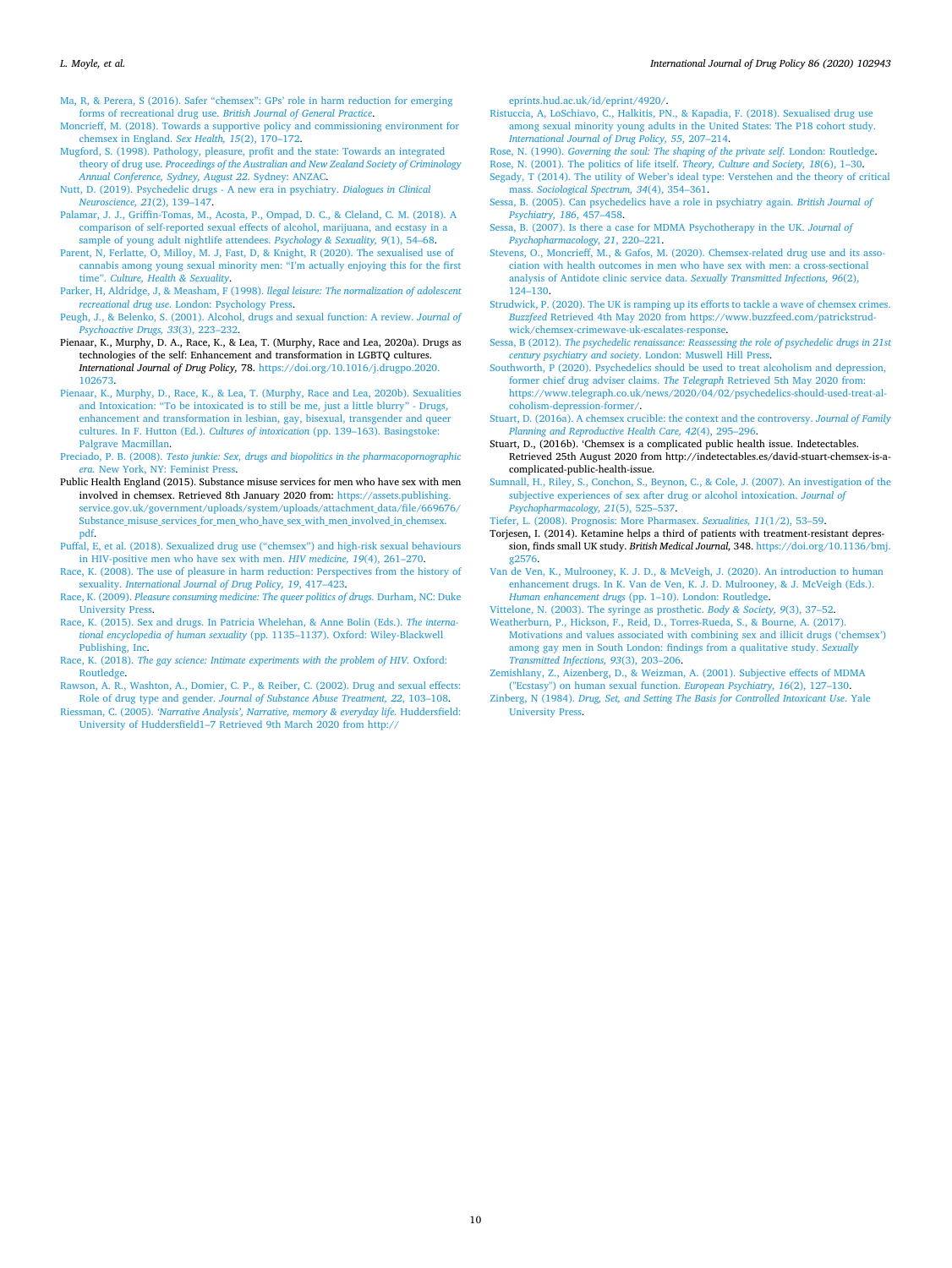Ma, R, & Perera, S (2016). Safer "chemsex": GPs' role in harm reduction for emerging forms of recreational drug use. *British Journal of General Practice*.

Moncrieff, M. (2018). Towards a supportive policy and commissioning environment for chemsex in England. *Sex Health, 15*(2), 170–172.

Mugford, S. (1998). Pathology, pleasure, profit and the state: Towards an integrated theory of drug use. *Proceedings of the Australian and New Zealand Society of Criminology Annual Conference, Sydney, August 22*. Sydney: ANZAC.

Nutt, D. (2019). Psychedelic drugs - A new era in psychiatry. *Dialogues in Clinical Neuroscience, 21*(2), 139–147.

Palamar, J. J., Griffin-Tomas, M., Acosta, P., Ompad, D. C., & Cleland, C. M. (2018). A comparison of self-reported sexual effects of alcohol, marijuana, and ecstasy in a sample of young adult nightlife attendees. *Psychology & Sexuality, 9*(1), 54–68.

Parent, N, Ferlatte, O, Milloy, M. J, Fast, D, & Knight, R (2020). The sexualised use of cannabis among young sexual minority men: "I'm actually enjoying this for the first time". *Culture, Health & Sexuality*.

Parker, H, Aldridge, J, & Measham, F (1998). *llegal leisure: The normalization of adolescent recreational drug use*. London: Psychology Press.

Peugh, J., & Belenko, S. (2001). Alcohol, drugs and sexual function: A review. *Journal of Psychoactive Drugs, 33*(3), 223–232.

Pienaar, K., Murphy, D. A., Race, K., & Lea, T. (Murphy, Race and Lea, 2020a). Drugs as technologies of the self: Enhancement and transformation in LGBTQ cultures. *International Journal of Drug Policy,* 78. https://doi.org/10.1016/j.drugpo.2020.102673.

Pienaar, K., Murphy, D., Race, K., & Lea, T. (Murphy, Race and Lea, 2020b). Sexualities and Intoxication: "To be intoxicated is to still be me, just a little blurry" - Drugs, enhancement and transformation in lesbian, gay, bisexual, transgender and queer cultures. In F. Hutton (Ed.). *Cultures of intoxication* (pp. 139–163). Basingstoke: Palgrave Macmillan.

Preciado, P. B. (2008). *Testo junkie: Sex, drugs and biopolitics in the pharmacopornographic era*. New York, NY: Feminist Press.

Public Health England (2015). Substance misuse services for men who have sex with men involved in chemsex. Retrieved 8th January 2020 from: https://assets.publishing.service.gov.uk/government/uploads/system/uploads/attachment_data/file/669676/Substance_misuse_services_for_men_who_have_sex_with_men_involved_in_chemsex.pdf.

Puffal, E, et al. (2018). Sexualized drug use ("chemsex") and high-risk sexual behaviours in HIV-positive men who have sex with men. *HIV medicine, 19*(4), 261–270.

Race, K. (2008). The use of pleasure in harm reduction: Perspectives from the history of sexuality. *International Journal of Drug Policy, 19*, 417–423.

Race, K. (2009). *Pleasure consuming medicine: The queer politics of drugs*. Durham, NC: Duke University Press.

Race, K. (2015). Sex and drugs. In Patricia Whelehan, & Anne Bolin (Eds.). *The international encyclopedia of human sexuality* (pp. 1135–1137). Oxford: Wiley-Blackwell Publishing, Inc.

Race, K. (2018). *The gay science: Intimate experiments with the problem of HIV*. Oxford: Routledge.

Rawson, A. R., Washton, A. M., Domier, C. P., & Reiber, C. (2002). Drug and sexual effects: Role of drug type and gender. *Journal of Substance Abuse Treatment, 22*, 103–108.

Riessman, C. (2005). *'Narrative Analysis', Narrative, memory & everyday life*. Huddersfield: University of Huddersfield1–7 Retrieved 9th March 2020 from http://eprints.hud.ac.uk/id/eprint/4920/.

Ristuccia, A, LoSchiavo, C., Halkitis, PN., & Kapadia, F. (2018). Sexualised drug use among sexual minority young adults in the United States: The P18 cohort study. *International Journal of Drug Policy, 55*, 207–214.

Rose, N. (1990). *Governing the soul: The shaping of the private self*. London: Routledge.

Rose, N. (2001). The politics of life itself. *Theory, Culture and Society, 18*(6), 1–30.

Segady, T (2014). The utility of Weber's ideal type: Verstehen and the theory of critical mass. *Sociological Spectrum, 34*(4), 354–361.

Sessa, B. (2005). Can psychedelics have a role in psychiatry again. *British Journal of Psychiatry, 186*, 457–458.

Sessa, B. (2007). Is there a case for MDMA Psychotherapy in the UK. *Journal of Psychopharmacology, 21*, 220–221.

Stevens, O., Moncrieff, M., & Gafos, M. (2020). Chemsex-related drug use and its association with health outcomes in men who have sex with men: a cross-sectional analysis of Antidote clinic service data. *Sexually Transmitted Infections, 96*(2), 124–130.

Strudwick, P. (2020). The UK is ramping up its efforts to tackle a wave of chemsex crimes. *Buzzfeed* Retrieved 4th May 2020 from https://www.buzzfeed.com/patrickstrudwick/chemsex-crimewave-uk-escalates-response.

Sessa, B (2012). *The psychedelic renaissance: Reassessing the role of psychedelic drugs in 21st century psychiatry and society*. London: Muswell Hill Press.

Southworth, P (2020). Psychedelics should be used to treat alcoholism and depression, former chief drug adviser claims. *The Telegraph* Retrieved 5th May 2020 from: https://www.telegraph.co.uk/news/2020/04/02/psychedelics-should-used-treat-alcoholism-depression-former/.

Stuart, D. (2016a). A chemsex crucible: the context and the controversy. *Journal of Family Planning and Reproductive Health Care, 42*(4), 295–296.

Stuart, D., (2016b). 'Chemsex is a complicated public health issue. Indetectables. Retrieved 25th August 2020 from http://indetectables.es/david-stuart-chemsex-is-a-complicated-public-health-issue.

Sumnall, H., Riley, S., Conchon, S., Beynon, C., & Cole, J. (2007). An investigation of the subjective experiences of sex after drug or alcohol intoxication. *Journal of Psychopharmacology, 21*(5), 525–537.

Tiefer, L. (2008). Prognosis: More Pharmasex. *Sexualities, 11*(1/2), 53–59.

Torjesen, I. (2014). Ketamine helps a third of patients with treatment-resistant depression, finds small UK study. *British Medical Journal,* 348. https://doi.org/10.1136/bmj.g2576.

Van de Ven, K., Mulrooney, K. J. D., & McVeigh, J. (2020). An introduction to human enhancement drugs. In K. Van de Ven, K. J. D. Mulrooney, & J. McVeigh (Eds.). *Human enhancement drugs* (pp. 1–10). London: Routledge.

Vittelone, N. (2003). The syringe as prosthetic. *Body & Society, 9*(3), 37–52.

Weatherburn, P., Hickson, F., Reid, D., Torres-Rueda, S., & Bourne, A. (2017). Motivations and values associated with combining sex and illicit drugs ('chemsex') among gay men in South London: findings from a qualitative study. *Sexually Transmitted Infections, 93*(3), 203–206.

Zemishlany, Z., Aizenberg, D., & Weizman, A. (2001). Subjective effects of MDMA ("Ecstasy") on human sexual function. *European Psychiatry, 16*(2), 127–130.

Zinberg, N (1984). *Drug, Set, and Setting The Basis for Controlled Intoxicant Use*. Yale University Press.